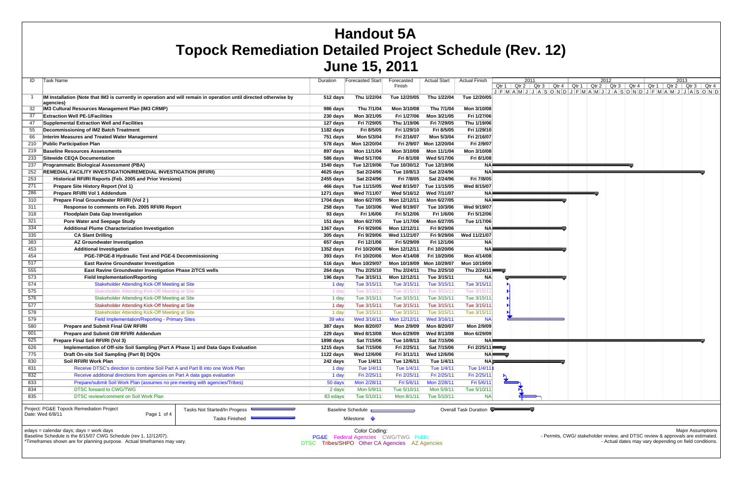# Handout 5A

# Topock Remediation Detailed Project Schedule (Rev. 12)

## June 15, 2011

| ID | Task Name | Duration | Forecasted Start | Forecasted Finish | Actual Start | Actual Finish |
|---|---|---|---|---|---|---|
| 1 | IM Installation (Note that IM3 is currently in operation and will remain in operation until directed otherwise by agencies) | 512 days | Thu 1/22/04 | Tue 12/20/05 | Thu 1/22/04 | Tue 12/20/05 |
| 32 | IM3 Cultural Resources Management Plan (IM3 CRMP) | 986 days | Thu 7/1/04 | Mon 3/10/08 | Thu 7/1/04 | Mon 3/10/08 |
| 37 | Extraction Well PE-1/Facilities | 230 days | Mon 3/21/05 | Fri 1/27/06 | Mon 3/21/05 | Fri 1/27/06 |
| 47 | Supplemental Extraction Well and Facilities | 127 days | Fri 7/29/05 | Thu 1/19/06 | Fri 7/29/05 | Thu 1/19/06 |
| 55 | Decommissioning of IM2 Batch Treatment | 1182 days | Fri 8/5/05 | Fri 1/29/10 | Fri 8/5/05 | Fri 1/29/10 |
| 66 | Interim Measures and Treated Water Management | 751 days | Mon 5/3/04 | Fri 2/16/07 | Mon 5/3/04 | Fri 2/16/07 |
| 210 | Public Participation Plan | 578 days | Mon 12/20/04 | Fri 2/9/07 | Mon 12/20/04 | Fri 2/9/07 |
| 219 | Baseline Resources Assessments | 897 days | Mon 11/1/04 | Mon 3/10/08 | Mon 11/1/04 | Mon 3/10/08 |
| 233 | Sitewide CEQA Documentation | 586 days | Wed 5/17/06 | Fri 8/1/08 | Wed 5/17/06 | Fri 8/1/08 |
| 237 | Programmatic Biological Assessment (PBA) | 1540 days | Tue 12/19/06 | Tue 10/30/12 | Tue 12/19/06 | NA |
| 252 | REMEDIAL FACILITY INVESTIGATION/REMEDIAL INVESTIGATION (RFI/RI) | 4625 days | Sat 2/24/96 | Tue 10/8/13 | Sat 2/24/96 | NA |
| 253 | Historical RFI/RI Reports (Feb. 2005 and Prior Versions) | 2455 days | Sat 2/24/96 | Fri 7/8/05 | Sat 2/24/96 | Fri 7/8/05 |
| 271 | Prepare Site History Report (Vol 1) | 466 days | Tue 11/15/05 | Wed 8/15/07 | Tue 11/15/05 | Wed 8/15/07 |
| 286 | Prepare RFI/RI Vol 1 Addendum | 1271 days | Wed 7/11/07 | Wed 5/16/12 | Wed 7/11/07 | NA |
| 310 | Prepare Final Groundwater RFI/RI (Vol 2 ) | 1704 days | Mon 6/27/05 | Mon 12/12/11 | Mon 6/27/05 | NA |
| 311 | Response to comments on Feb. 2005 RFI/RI Report | 258 days | Tue 10/3/06 | Wed 9/19/07 | Tue 10/3/06 | Wed 9/19/07 |
| 318 | Floodplain Data Gap Investigation | 93 days | Fri 1/6/06 | Fri 5/12/06 | Fri 1/6/06 | Fri 5/12/06 |
| 321 | Pore Water and Seepage Study | 151 days | Mon 6/27/05 | Tue 1/17/06 | Mon 6/27/05 | Tue 1/17/06 |
| 334 | Additional Plume Characterization Investigation | 1367 days | Fri 9/29/06 | Mon 12/12/11 | Fri 9/29/06 | NA |
| 335 | CA Slant Drilling | 305 days | Fri 9/29/06 | Wed 11/21/07 | Fri 9/29/06 | Wed 11/21/07 |
| 383 | AZ Groundwater Investigation | 657 days | Fri 12/1/06 | Fri 5/29/09 | Fri 12/1/06 | NA |
| 453 | Additional Investigation | 1352 days | Fri 10/20/06 | Mon 12/12/11 | Fri 10/20/06 | NA |
| 454 | PGE-7/PGE-8 Hydraulic Test and PGE-6 Decommissioning | 393 days | Fri 10/20/06 | Mon 4/14/08 | Fri 10/20/06 | Mon 4/14/08 |
| 517 | East Ravine Groundwater Investigation | 516 days | Mon 10/29/07 | Mon 10/19/09 | Mon 10/29/07 | Mon 10/19/09 |
| 555 | East Ravine Groundwater Investigation Phase 2/TCS wells | 264 days | Thu 2/25/10 | Thu 2/24/11 | Thu 2/25/10 | Thu 2/24/11 |
| 573 | Field Implementation/Reporting | 196 days | Tue 3/15/11 | Mon 12/12/11 | Tue 3/15/11 | NA |
| 574 | Stakeholder Attending Kick-Off Meeting at Site | 1 day | Tue 3/15/11 | Tue 3/15/11 | Tue 3/15/11 | Tue 3/15/11 |
| 575 | Stakeholder Attending Kick-Off Meeting at Site | 1 day | Tue 3/15/11 | Tue 3/15/11 | Tue 3/15/11 | Tue 3/15/11 |
| 576 | Stakeholder Attending Kick-Off Meeting at Site | 1 day | Tue 3/15/11 | Tue 3/15/11 | Tue 3/15/11 | Tue 3/15/11 |
| 577 | Stakeholder Attending Kick-Off Meeting at Site | 1 day | Tue 3/15/11 | Tue 3/15/11 | Tue 3/15/11 | Tue 3/15/11 |
| 578 | Stakeholder Attending Kick-Off Meeting at Site | 1 day | Tue 3/15/11 | Tue 3/15/11 | Tue 3/15/11 | Tue 3/15/11 |
| 579 | Field Implementation/Reporting - Primary Sites | 39 wks | Wed 3/16/11 | Mon 12/12/11 | Wed 3/16/11 | NA |
| 580 | Prepare and Submit Final GW RFI/RI | 387 days | Mon 8/20/07 | Mon 2/9/09 | Mon 8/20/07 | Mon 2/9/09 |
| 601 | Prepare and Submit GW RFI/RI Addendum | 229 days | Wed 8/13/08 | Mon 6/29/09 | Wed 8/13/08 | Mon 6/29/09 |
| 625 | Prepare Final Soil RFI/RI (Vol 3) | 1898 days | Sat 7/15/06 | Tue 10/8/13 | Sat 7/15/06 | NA |
| 626 | Implementation of Off-site Soil Sampling (Part A Phase 1) and Data Gaps Evaluation | 1215 days | Sat 7/15/06 | Fri 2/25/11 | Sat 7/15/06 | Fri 2/25/11 |
| 775 | Draft On-site Soil Sampling (Part B) DQOs | 1122 days | Wed 12/6/06 | Fri 3/11/11 | Wed 12/6/06 | NA |
| 830 | Soil RFI/RI Work Plan | 242 days | Tue 1/4/11 | Tue 12/6/11 | Tue 1/4/11 | NA |
| 831 | Receive DTSC's direction to combine Soil Part A and Part B into one Work Plan | 1 day | Tue 1/4/11 | Tue 1/4/11 | Tue 1/4/11 | Tue 1/4/11 |
| 832 | Receive additional directions from agencies on Part A data gaps evaluation | 1 day | Fri 2/25/11 | Fri 2/25/11 | Fri 2/25/11 | Fri 2/25/11 |
| 833 | Prepare/submit Soil Work Plan (assumes no pre-meeting with agencies/Tribes) | 50 days | Mon 2/28/11 | Fri 5/6/11 | Mon 2/28/11 | Fri 5/6/11 |
| 834 | DTSC forward to CWG/TWG | 2 days | Mon 5/9/11 | Tue 5/10/11 | Mon 5/9/11 | Tue 5/10/11 |
| 835 | DTSC review/comment on Soil Work Plan | 83 edays | Tue 5/10/11 | Mon 8/1/11 | Tue 5/10/11 | NA |

Project: PG&E Topock Remediation Project
Date: Wed 6/8/11

Legend: Tasks Not Started/In Progess; Tasks Finished; Baseline Schedule; Milestone; Overall Task Duration

edays = calendar days; days = work days
Baseline Schedule is the 8/15/07 CWG Schedule (rev 1, 12/12/07).
*Timeframes shown are for planning purpose. Actual timeframes may vary.

Color Coding:
PG&E Federal Agencies CWG/TWG Public
DTSC Tribes/SHPO Other CA Agencies AZ Agencies

Major Assumptions
- Permits, CWG/ stakeholder review, and DTSC review & approvals are estimated.
- Actual dates may vary depending on field conditions.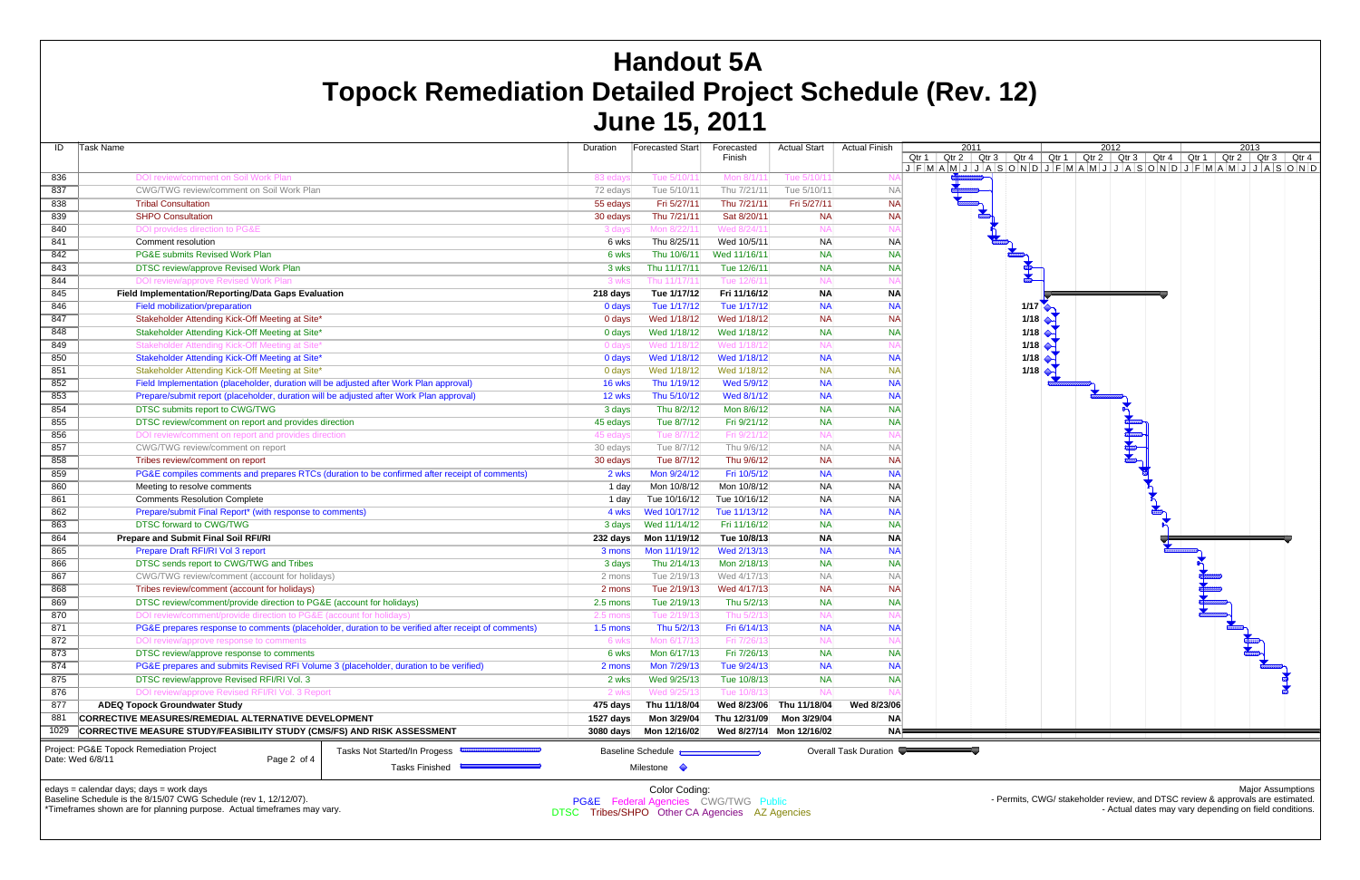# Handout 5A
# Topock Remediation Detailed Project Schedule (Rev. 12)
## June 15, 2011

| ID | Task Name | Duration | Forecasted Start | Forecasted Finish | Actual Start | Actual Finish |
|---|---|---|---|---|---|---|
| 836 | DOI review/comment on Soil Work Plan | 83 edays | Tue 5/10/11 | Mon 8/1/11 | Tue 5/10/11 | NA |
| 837 | CWG/TWG review/comment on Soil Work Plan | 72 edays | Tue 5/10/11 | Thu 7/21/11 | Tue 5/10/11 | NA |
| 838 | Tribal Consultation | 55 edays | Fri 5/27/11 | Thu 7/21/11 | Fri 5/27/11 | NA |
| 839 | SHPO Consultation | 30 edays | Thu 7/21/11 | Sat 8/20/11 | NA | NA |
| 840 | DOI provides direction to PG&E | 3 days | Mon 8/22/11 | Wed 8/24/11 | NA | NA |
| 841 | Comment resolution | 6 wks | Thu 8/25/11 | Wed 10/5/11 | NA | NA |
| 842 | PG&E submits Revised Work Plan | 6 wks | Thu 10/6/11 | Wed 11/16/11 | NA | NA |
| 843 | DTSC review/approve Revised Work Plan | 3 wks | Thu 11/17/11 | Tue 12/6/11 | NA | NA |
| 844 | DOI review/approve Revised Work Plan | 3 wks | Thu 11/17/11 | Tue 12/6/11 | NA | NA |
| 845 | **Field Implementation/Reporting/Data Gaps Evaluation** | **218 days** | **Tue 1/17/12** | **Fri 11/16/12** | **NA** | **NA** |
| 846 | Field mobilization/preparation | 0 days | Tue 1/17/12 | Tue 1/17/12 | NA | NA |
| 847 | Stakeholder Attending Kick-Off Meeting at Site* | 0 days | Wed 1/18/12 | Wed 1/18/12 | NA | NA |
| 848 | Stakeholder Attending Kick-Off Meeting at Site* | 0 days | Wed 1/18/12 | Wed 1/18/12 | NA | NA |
| 849 | Stakeholder Attending Kick-Off Meeting at Site* | 0 days | Wed 1/18/12 | Wed 1/18/12 | NA | NA |
| 850 | Stakeholder Attending Kick-Off Meeting at Site* | 0 days | Wed 1/18/12 | Wed 1/18/12 | NA | NA |
| 851 | Stakeholder Attending Kick-Off Meeting at Site* | 0 days | Wed 1/18/12 | Wed 1/18/12 | NA | NA |
| 852 | Field Implementation (placeholder, duration will be adjusted after Work Plan approval) | 16 wks | Thu 1/19/12 | Wed 5/9/12 | NA | NA |
| 853 | Prepare/submit report (placeholder, duration will be adjusted after Work Plan approval) | 12 wks | Thu 5/10/12 | Wed 8/1/12 | NA | NA |
| 854 | DTSC submits report to CWG/TWG | 3 days | Thu 8/2/12 | Mon 8/6/12 | NA | NA |
| 855 | DTSC review/comment on report and provides direction | 45 edays | Tue 8/7/12 | Fri 9/21/12 | NA | NA |
| 856 | DOI review/comment on report and provides direction | 45 edays | Tue 8/7/12 | Fri 9/21/12 | NA | NA |
| 857 | CWG/TWG review/comment on report | 30 edays | Tue 8/7/12 | Thu 9/6/12 | NA | NA |
| 858 | Tribes review/comment on report | 30 edays | Tue 8/7/12 | Thu 9/6/12 | NA | NA |
| 859 | PG&E compiles comments and prepares RTCs (duration to be confirmed after receipt of comments) | 2 wks | Mon 9/24/12 | Fri 10/5/12 | NA | NA |
| 860 | Meeting to resolve comments | 1 day | Mon 10/8/12 | Mon 10/8/12 | NA | NA |
| 861 | Comments Resolution Complete | 1 day | Tue 10/16/12 | Tue 10/16/12 | NA | NA |
| 862 | Prepare/submit Final Report* (with response to comments) | 4 wks | Wed 10/17/12 | Tue 11/13/12 | NA | NA |
| 863 | DTSC forward to CWG/TWG | 3 days | Wed 11/14/12 | Fri 11/16/12 | NA | NA |
| 864 | **Prepare and Submit Final Soil RFI/RI** | **232 days** | **Mon 11/19/12** | **Tue 10/8/13** | **NA** | **NA** |
| 865 | Prepare Draft RFI/RI Vol 3 report | 3 mons | Mon 11/19/12 | Wed 2/13/13 | NA | NA |
| 866 | DTSC sends report to CWG/TWG and Tribes | 3 days | Thu 2/14/13 | Mon 2/18/13 | NA | NA |
| 867 | CWG/TWG review/comment (account for holidays) | 2 mons | Tue 2/19/13 | Wed 4/17/13 | NA | NA |
| 868 | Tribes review/comment (account for holidays) | 2 mons | Tue 2/19/13 | Wed 4/17/13 | NA | NA |
| 869 | DTSC review/comment/provide direction to PG&E (account for holidays) | 2.5 mons | Tue 2/19/13 | Thu 5/2/13 | NA | NA |
| 870 | DOI review/comment/provide direction to PG&E (account for holidays) | 2.5 mons | Tue 2/19/13 | Thu 5/2/13 | NA | NA |
| 871 | PG&E prepares response to comments (placeholder, duration to be verified after receipt of comments) | 1.5 mons | Thu 5/2/13 | Fri 6/14/13 | NA | NA |
| 872 | DOI review/approve response to comments | 6 wks | Mon 6/17/13 | Fri 7/26/13 | NA | NA |
| 873 | DTSC review/approve response to comments | 6 wks | Mon 6/17/13 | Fri 7/26/13 | NA | NA |
| 874 | PG&E prepares and submits Revised RFI Volume 3 (placeholder, duration to be verified) | 2 mons | Mon 7/29/13 | Tue 9/24/13 | NA | NA |
| 875 | DTSC review/approve Revised RFI/RI Vol. 3 | 2 wks | Wed 9/25/13 | Tue 10/8/13 | NA | NA |
| 876 | DOI review/approve Revised RFI/RI Vol. 3 Report | 2 wks | Wed 9/25/13 | Tue 10/8/13 | NA | NA |
| 877 | **ADEQ Topock Groundwater Study** | **475 days** | **Thu 11/18/04** | **Wed 8/23/06** | **Thu 11/18/04** | **Wed 8/23/06** |
| 881 | **CORRECTIVE MEASURES/REMEDIAL ALTERNATIVE DEVELOPMENT** | **1527 days** | **Mon 3/29/04** | **Thu 12/31/09** | **Mon 3/29/04** | **NA** |
| 1029 | **CORRECTIVE MEASURE STUDY/FEASIBILITY STUDY (CMS/FS) AND RISK ASSESSMENT** | **3080 days** | **Mon 12/16/02** | **Wed 8/27/14** | **Mon 12/16/02** | **NA** |

Project: PG&E Topock Remediation Project
Date: Wed 6/8/11

Legend: Tasks Not Started/In Progress; Tasks Finished; Baseline Schedule; Milestone; Overall Task Duration

edays = calendar days; days = work days
Baseline Schedule is the 8/15/07 CWG Schedule (rev 1, 12/12/07).
*Timeframes shown are for planning purpose. Actual timeframes may vary.

Color Coding:
PG&E Federal Agencies CWG/TWG Public
DTSC Tribes/SHPO Other CA Agencies AZ Agencies

Major Assumptions
- Permits, CWG/ stakeholder review, and DTSC review & approvals are estimated.
- Actual dates may vary depending on field conditions.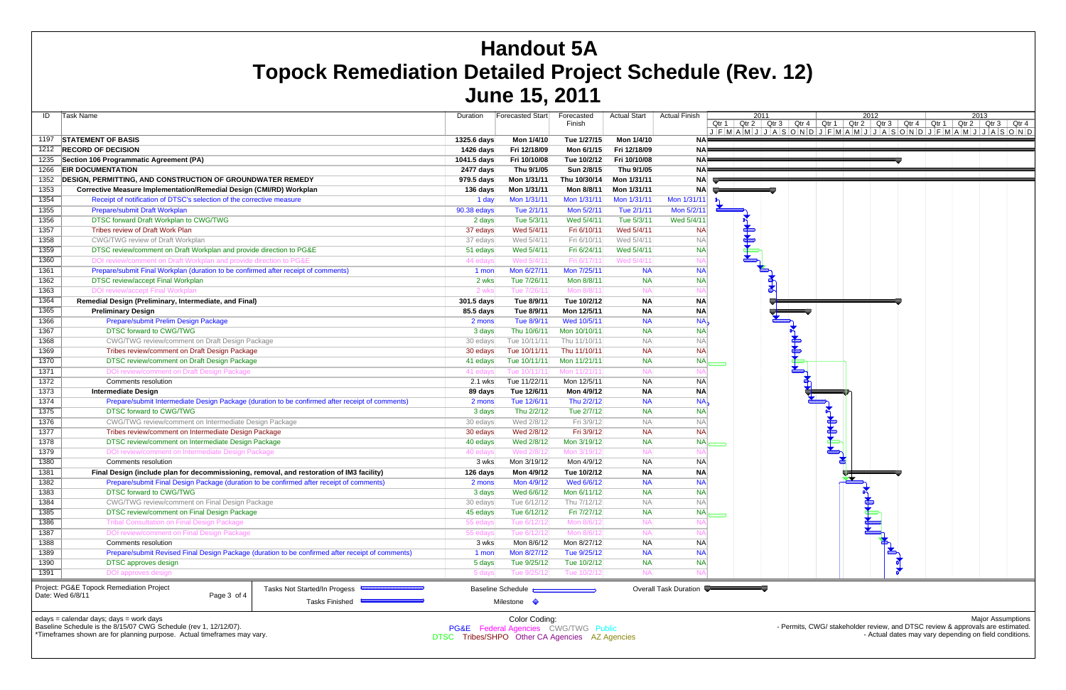# Handout 5A

# Topock Remediation Detailed Project Schedule (Rev. 12)

# June 15, 2011

| ID | Task Name | Duration | Forecasted Start | Forecasted Finish | Actual Start | Actual Finish |
|---|---|---|---|---|---|---|
| 1197 | **STATEMENT OF BASIS** | **1325.6 days** | **Mon 1/4/10** | **Tue 1/27/15** | **Mon 1/4/10** | **NA** |
| 1212 | **RECORD OF DECISION** | **1426 days** | **Fri 12/18/09** | **Mon 6/1/15** | **Fri 12/18/09** | **NA** |
| 1235 | **Section 106 Programmatic Agreement (PA)** | **1041.5 days** | **Fri 10/10/08** | **Tue 10/2/12** | **Fri 10/10/08** | **NA** |
| 1266 | **EIR DOCUMENTATION** | **2477 days** | **Thu 9/1/05** | **Sun 2/8/15** | **Thu 9/1/05** | **NA** |
| 1352 | **DESIGN, PERMITTING, AND CONSTRUCTION OF GROUNDWATER REMEDY** | **979.5 days** | **Mon 1/31/11** | **Thu 10/30/14** | **Mon 1/31/11** | **NA** |
| 1353 | **Corrective Measure Implementation/Remedial Design (CMI/RD) Workplan** | **136 days** | **Mon 1/31/11** | **Mon 8/8/11** | **Mon 1/31/11** | **NA** |
| 1354 | Receipt of notification of DTSC's selection of the corrective measure | 1 day | Mon 1/31/11 | Mon 1/31/11 | Mon 1/31/11 | Mon 1/31/11 |
| 1355 | Prepare/submit Draft Workplan | 90.38 edays | Tue 2/1/11 | Mon 5/2/11 | Tue 2/1/11 | Mon 5/2/11 |
| 1356 | DTSC forward Draft Workplan to CWG/TWG | 2 days | Tue 5/3/11 | Wed 5/4/11 | Tue 5/3/11 | Wed 5/4/11 |
| 1357 | Tribes review of Draft Work Plan | 37 edays | Wed 5/4/11 | Fri 6/10/11 | Wed 5/4/11 | NA |
| 1358 | CWG/TWG review of Draft Workplan | 37 edays | Wed 5/4/11 | Fri 6/10/11 | Wed 5/4/11 | NA |
| 1359 | DTSC review/comment on Draft Workplan and provide direction to PG&E | 51 edays | Wed 5/4/11 | Fri 6/24/11 | Wed 5/4/11 | NA |
| 1360 | DOI review/comment on Draft Workplan and provide direction to PG&E | 44 edays | Wed 5/4/11 | Fri 6/17/11 | Wed 5/4/11 | NA |
| 1361 | Prepare/submit Final Workplan (duration to be confirmed after receipt of comments) | 1 mon | Mon 6/27/11 | Mon 7/25/11 | NA | NA |
| 1362 | DTSC review/accept Final Workplan | 2 wks | Tue 7/26/11 | Mon 8/8/11 | NA | NA |
| 1363 | DOI review/accept Final Workplan | 2 wks | Tue 7/26/11 | Mon 8/8/11 | NA | NA |
| 1364 | **Remedial Design (Preliminary, Intermediate, and Final)** | **301.5 days** | **Tue 8/9/11** | **Tue 10/2/12** | **NA** | **NA** |
| 1365 | **Preliminary Design** | **85.5 days** | **Tue 8/9/11** | **Mon 12/5/11** | **NA** | **NA** |
| 1366 | Prepare/submit Prelim Design Package | 2 mons | Tue 8/9/11 | Wed 10/5/11 | NA | NA |
| 1367 | DTSC forward to CWG/TWG | 3 days | Thu 10/6/11 | Mon 10/10/11 | NA | NA |
| 1368 | CWG/TWG review/comment on Draft Design Package | 30 edays | Tue 10/11/11 | Thu 11/10/11 | NA | NA |
| 1369 | Tribes review/comment on Draft Design Package | 30 edays | Tue 10/11/11 | Thu 11/10/11 | NA | NA |
| 1370 | DTSC review/comment on Draft Design Package | 41 edays | Tue 10/11/11 | Mon 11/21/11 | NA | NA |
| 1371 | DOI review/comment on Draft Design Package | 41 edays | Tue 10/11/11 | Mon 11/21/11 | NA | NA |
| 1372 | Comments resolution | 2.1 wks | Tue 11/22/11 | Mon 12/5/11 | NA | NA |
| 1373 | **Intermediate Design** | **89 days** | **Tue 12/6/11** | **Mon 4/9/12** | **NA** | **NA** |
| 1374 | Prepare/submit Intermediate Design Package (duration to be confirmed after receipt of comments) | 2 mons | Tue 12/6/11 | Thu 2/2/12 | NA | NA |
| 1375 | DTSC forward to CWG/TWG | 3 days | Thu 2/2/12 | Tue 2/7/12 | NA | NA |
| 1376 | CWG/TWG review/comment on Intermediate Design Package | 30 edays | Wed 2/8/12 | Fri 3/9/12 | NA | NA |
| 1377 | Tribes review/comment on Intermediate Design Package | 30 edays | Wed 2/8/12 | Fri 3/9/12 | NA | NA |
| 1378 | DTSC review/comment on Intermediate Design Package | 40 edays | Wed 2/8/12 | Mon 3/19/12 | NA | NA |
| 1379 | DOI review/comment on Intermediate Design Package | 40 edays | Wed 2/8/12 | Mon 3/19/12 | NA | NA |
| 1380 | Comments resolution | 3 wks | Mon 3/19/12 | Mon 4/9/12 | NA | NA |
| 1381 | **Final Design (include plan for decommissioning, removal, and restoration of IM3 facility)** | **126 days** | **Mon 4/9/12** | **Tue 10/2/12** | **NA** | **NA** |
| 1382 | Prepare/submit Final Design Package (duration to be confirmed after receipt of comments) | 2 mons | Mon 4/9/12 | Wed 6/6/12 | NA | NA |
| 1383 | DTSC forward to CWG/TWG | 3 days | Wed 6/6/12 | Mon 6/11/12 | NA | NA |
| 1384 | CWG/TWG review/comment on Final Design Package | 30 edays | Tue 6/12/12 | Thu 7/12/12 | NA | NA |
| 1385 | DTSC review/comment on Final Design Package | 45 edays | Tue 6/12/12 | Fri 7/27/12 | NA | NA |
| 1386 | Tribal Consultation on Final Design Package | 55 edays | Tue 6/12/12 | Mon 8/6/12 | NA | NA |
| 1387 | DOI review/comment on Final Design Package | 55 edays | Tue 6/12/12 | Mon 8/6/12 | NA | NA |
| 1388 | Comments resolution | 3 wks | Mon 8/6/12 | Mon 8/27/12 | NA | NA |
| 1389 | Prepare/submit Revised Final Design Package (duration to be confirmed after receipt of comments) | 1 mon | Mon 8/27/12 | Tue 9/25/12 | NA | NA |
| 1390 | DTSC approves design | 5 days | Tue 9/25/12 | Tue 10/2/12 | NA | NA |
| 1391 | DOI approves design | 5 days | Tue 9/25/12 | Tue 10/2/12 | NA | NA |

Project: PG&E Topock Remediation Project
Date: Wed 6/8/11

Legend: Tasks Not Started/In Progess; Tasks Finished; Baseline Schedule; Milestone; Overall Task Duration

edays = calendar days; days = work days
Baseline Schedule is the 8/15/07 CWG Schedule (rev 1, 12/12/07).
*Timeframes shown are for planning purpose. Actual timeframes may vary.

Color Coding:
PG&E Federal Agencies CWG/TWG Public
DTSC Tribes/SHPO Other CA Agencies AZ Agencies

Major Assumptions
- Permits, CWG/ stakeholder review, and DTSC review & approvals are estimated.
- Actual dates may vary depending on field conditions.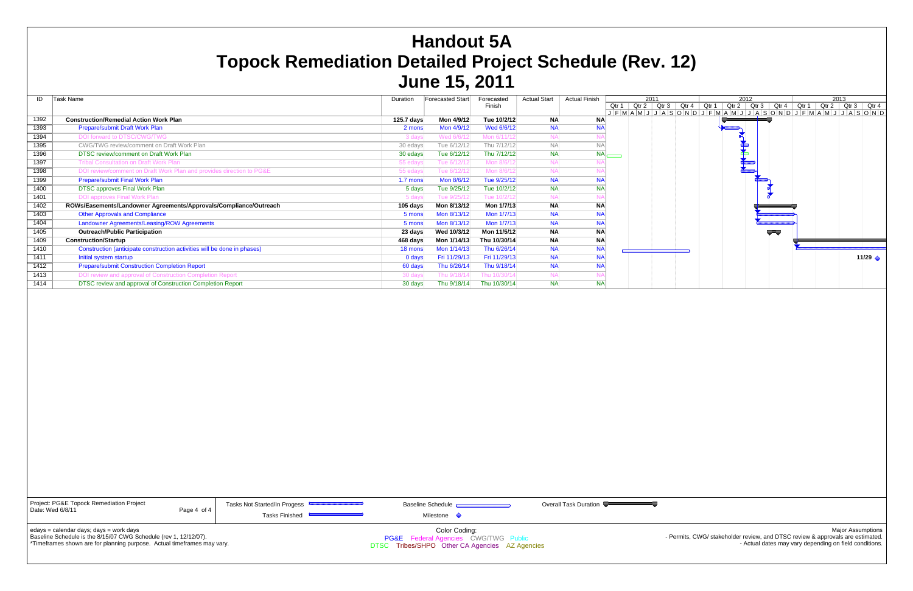# Handout 5A
# Topock Remediation Detailed Project Schedule (Rev. 12)
# June 15, 2011

| ID | Task Name | Duration | Forecasted Start | Forecasted Finish | Actual Start | Actual Finish |
|---|---|---|---|---|---|---|
| 1392 | **Construction/Remedial Action Work Plan** | **125.7 days** | **Mon 4/9/12** | **Tue 10/2/12** | **NA** | **NA** |
| 1393 | Prepare/submit Draft Work Plan | 2 mons | Mon 4/9/12 | Wed 6/6/12 | NA | NA |
| 1394 | DOI forward to DTSC/CWG/TWG | 3 days | Wed 6/6/12 | Mon 6/11/12 | NA | NA |
| 1395 | CWG/TWG review/comment on Draft Work Plan | 30 edays | Tue 6/12/12 | Thu 7/12/12 | NA | NA |
| 1396 | DTSC review/comment on Draft Work Plan | 30 edays | Tue 6/12/12 | Thu 7/12/12 | NA | NA |
| 1397 | Tribal Consultation on Draft Work Plan | 55 edays | Tue 6/12/12 | Mon 8/6/12 | NA | NA |
| 1398 | DOI review/comment on Draft Work Plan and provides direction to PG&E | 55 edays | Tue 6/12/12 | Mon 8/6/12 | NA | NA |
| 1399 | Prepare/submit Final Work Plan | 1.7 mons | Mon 8/6/12 | Tue 9/25/12 | NA | NA |
| 1400 | DTSC approves Final Work Plan | 5 days | Tue 9/25/12 | Tue 10/2/12 | NA | NA |
| 1401 | DOI approves Final Work Plan | 5 days | Tue 9/25/12 | Tue 10/2/12 | NA | NA |
| 1402 | **ROWs/Easements/Landowner Agreements/Approvals/Compliance/Outreach** | **105 days** | **Mon 8/13/12** | **Mon 1/7/13** | **NA** | **NA** |
| 1403 | Other Approvals and Compliance | 5 mons | Mon 8/13/12 | Mon 1/7/13 | NA | NA |
| 1404 | Landowner Agreements/Leasing/ROW Agreements | 5 mons | Mon 8/13/12 | Mon 1/7/13 | NA | NA |
| 1405 | **Outreach/Public Participation** | **23 days** | **Wed 10/3/12** | **Mon 11/5/12** | **NA** | **NA** |
| 1409 | **Construction/Startup** | **468 days** | **Mon 1/14/13** | **Thu 10/30/14** | **NA** | **NA** |
| 1410 | Construction (anticipate construction activities will be done in phases) | 18 mons | Mon 1/14/13 | Thu 6/26/14 | NA | NA |
| 1411 | Initial system startup | 0 days | Fri 11/29/13 | Fri 11/29/13 | NA | NA |
| 1412 | Prepare/submit Construction Completion Report | 60 days | Thu 6/26/14 | Thu 9/18/14 | NA | NA |
| 1413 | DOI review and approval of Construction Completion Report | 30 days | Thu 9/18/14 | Thu 10/30/14 | NA | NA |
| 1414 | DTSC review and approval of Construction Completion Report | 30 days | Thu 9/18/14 | Thu 10/30/14 | NA | NA |

2011 | 2012 | 2013
Qtr 1 | Qtr 2 | Qtr 3 | Qtr 4
J F M A M J J A S O N D
11/29

Project: PG&E Topock Remediation Project
Date: Wed 6/8/11

Tasks Not Started/In Progess | Tasks Finished | Baseline Schedule | Milestone | Overall Task Duration

edays = calendar days; days = work days
Baseline Schedule is the 8/15/07 CWG Schedule (rev 1, 12/12/07).
*Timeframes shown are for planning purpose. Actual timeframes may vary.

Color Coding:
PG&E Federal Agencies CWG/TWG Public
DTSC Tribes/SHPO Other CA Agencies AZ Agencies

Major Assumptions
- Permits, CWG/ stakeholder review, and DTSC review & approvals are estimated.
- Actual dates may vary depending on field conditions.